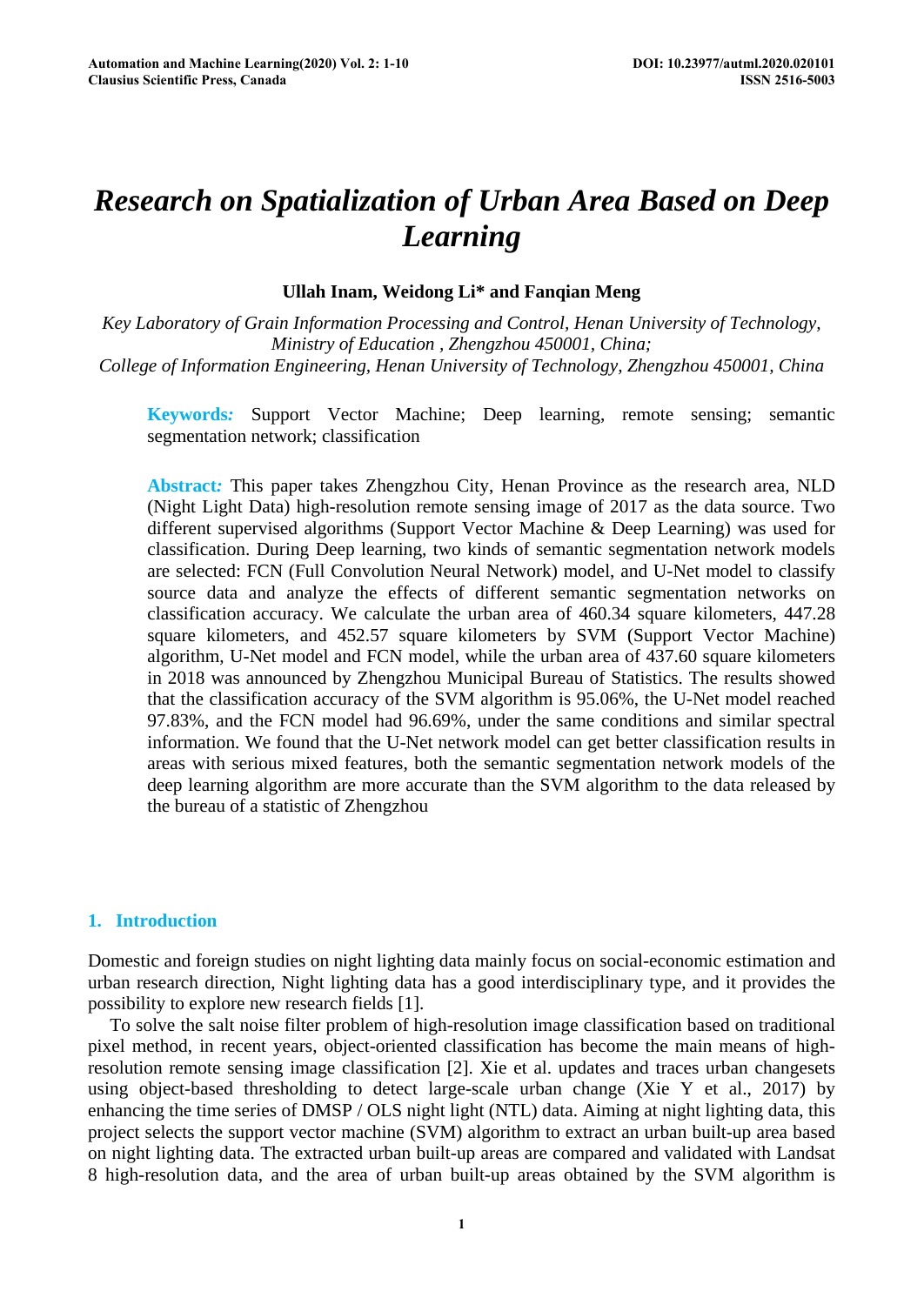# *Research on Spatialization of Urban Area Based on Deep Learning*

**Ullah Inam, Weidong Li* and Fanqian Meng**

*Key Laboratory of Grain Information Processing and Control, Henan University of Technology, Ministry of Education , Zhengzhou 450001, China;*
*College of Information Engineering, Henan University of Technology, Zhengzhou 450001, China*

**Keywords:** Support Vector Machine; Deep learning, remote sensing; semantic segmentation network; classification

**Abstract:** This paper takes Zhengzhou City, Henan Province as the research area, NLD (Night Light Data) high-resolution remote sensing image of 2017 as the data source. Two different supervised algorithms (Support Vector Machine & Deep Learning) was used for classification. During Deep learning, two kinds of semantic segmentation network models are selected: FCN (Full Convolution Neural Network) model, and U-Net model to classify source data and analyze the effects of different semantic segmentation networks on classification accuracy. We calculate the urban area of 460.34 square kilometers, 447.28 square kilometers, and 452.57 square kilometers by SVM (Support Vector Machine) algorithm, U-Net model and FCN model, while the urban area of 437.60 square kilometers in 2018 was announced by Zhengzhou Municipal Bureau of Statistics. The results showed that the classification accuracy of the SVM algorithm is 95.06%, the U-Net model reached 97.83%, and the FCN model had 96.69%, under the same conditions and similar spectral information. We found that the U-Net network model can get better classification results in areas with serious mixed features, both the semantic segmentation network models of the deep learning algorithm are more accurate than the SVM algorithm to the data released by the bureau of a statistic of Zhengzhou

## 1. Introduction

Domestic and foreign studies on night lighting data mainly focus on social-economic estimation and urban research direction, Night lighting data has a good interdisciplinary type, and it provides the possibility to explore new research fields [1].

To solve the salt noise filter problem of high-resolution image classification based on traditional pixel method, in recent years, object-oriented classification has become the main means of high-resolution remote sensing image classification [2]. Xie et al. updates and traces urban changesets using object-based thresholding to detect large-scale urban change (Xie Y et al., 2017) by enhancing the time series of DMSP / OLS night light (NTL) data. Aiming at night lighting data, this project selects the support vector machine (SVM) algorithm to extract an urban built-up area based on night lighting data. The extracted urban built-up areas are compared and validated with Landsat 8 high-resolution data, and the area of urban built-up areas obtained by the SVM algorithm is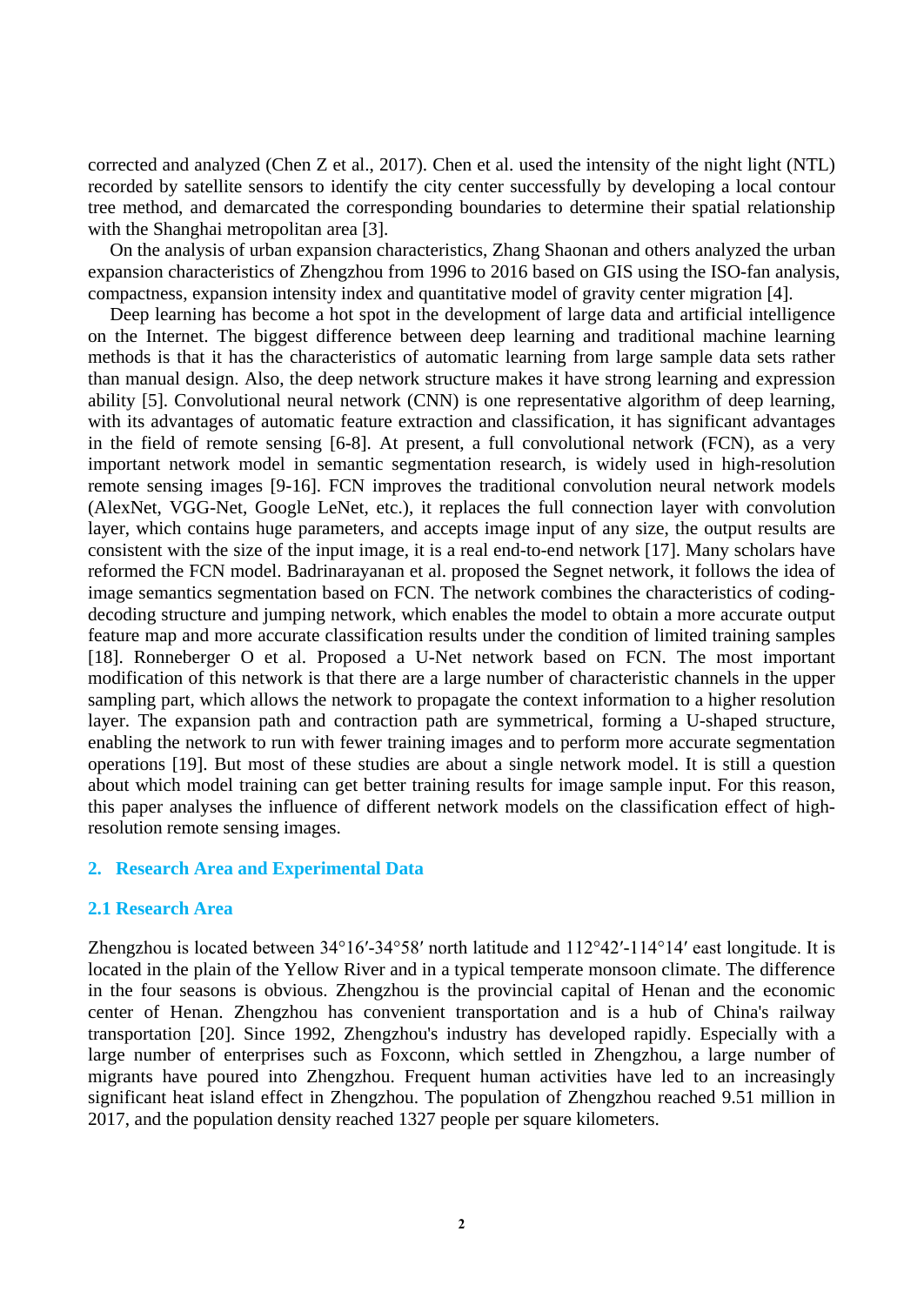corrected and analyzed (Chen Z et al., 2017). Chen et al. used the intensity of the night light (NTL) recorded by satellite sensors to identify the city center successfully by developing a local contour tree method, and demarcated the corresponding boundaries to determine their spatial relationship with the Shanghai metropolitan area [3].

On the analysis of urban expansion characteristics, Zhang Shaonan and others analyzed the urban expansion characteristics of Zhengzhou from 1996 to 2016 based on GIS using the ISO-fan analysis, compactness, expansion intensity index and quantitative model of gravity center migration [4].

Deep learning has become a hot spot in the development of large data and artificial intelligence on the Internet. The biggest difference between deep learning and traditional machine learning methods is that it has the characteristics of automatic learning from large sample data sets rather than manual design. Also, the deep network structure makes it have strong learning and expression ability [5]. Convolutional neural network (CNN) is one representative algorithm of deep learning, with its advantages of automatic feature extraction and classification, it has significant advantages in the field of remote sensing [6-8]. At present, a full convolutional network (FCN), as a very important network model in semantic segmentation research, is widely used in high-resolution remote sensing images [9-16]. FCN improves the traditional convolution neural network models (AlexNet, VGG-Net, Google LeNet, etc.), it replaces the full connection layer with convolution layer, which contains huge parameters, and accepts image input of any size, the output results are consistent with the size of the input image, it is a real end-to-end network [17]. Many scholars have reformed the FCN model. Badrinarayanan et al. proposed the Segnet network, it follows the idea of image semantics segmentation based on FCN. The network combines the characteristics of coding-decoding structure and jumping network, which enables the model to obtain a more accurate output feature map and more accurate classification results under the condition of limited training samples [18]. Ronneberger O et al. Proposed a U-Net network based on FCN. The most important modification of this network is that there are a large number of characteristic channels in the upper sampling part, which allows the network to propagate the context information to a higher resolution layer. The expansion path and contraction path are symmetrical, forming a U-shaped structure, enabling the network to run with fewer training images and to perform more accurate segmentation operations [19]. But most of these studies are about a single network model. It is still a question about which model training can get better training results for image sample input. For this reason, this paper analyses the influence of different network models on the classification effect of high-resolution remote sensing images.

## 2. Research Area and Experimental Data

### 2.1 Research Area

Zhengzhou is located between 34°16′-34°58′ north latitude and 112°42′-114°14′ east longitude. It is located in the plain of the Yellow River and in a typical temperate monsoon climate. The difference in the four seasons is obvious. Zhengzhou is the provincial capital of Henan and the economic center of Henan. Zhengzhou has convenient transportation and is a hub of China's railway transportation [20]. Since 1992, Zhengzhou's industry has developed rapidly. Especially with a large number of enterprises such as Foxconn, which settled in Zhengzhou, a large number of migrants have poured into Zhengzhou. Frequent human activities have led to an increasingly significant heat island effect in Zhengzhou. The population of Zhengzhou reached 9.51 million in 2017, and the population density reached 1327 people per square kilometers.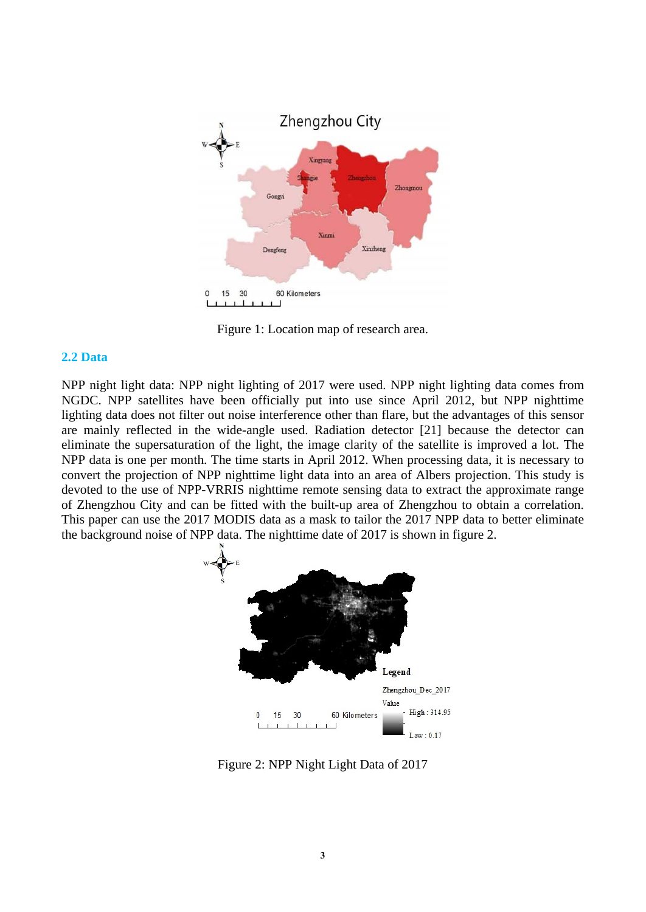Figure 1: Location map of research area.

## 2.2 Data

NPP night light data: NPP night lighting of 2017 were used. NPP night lighting data comes from NGDC. NPP satellites have been officially put into use since April 2012, but NPP nighttime lighting data does not filter out noise interference other than flare, but the advantages of this sensor are mainly reflected in the wide-angle used. Radiation detector [21] because the detector can eliminate the supersaturation of the light, the image clarity of the satellite is improved a lot. The NPP data is one per month. The time starts in April 2012. When processing data, it is necessary to convert the projection of NPP nighttime light data into an area of Albers projection. This study is devoted to the use of NPP-VRRIS nighttime remote sensing data to extract the approximate range of Zhengzhou City and can be fitted with the built-up area of Zhengzhou to obtain a correlation. This paper can use the 2017 MODIS data as a mask to tailor the 2017 NPP data to better eliminate the background noise of NPP data. The nighttime date of 2017 is shown in figure 2.

Figure 2: NPP Night Light Data of 2017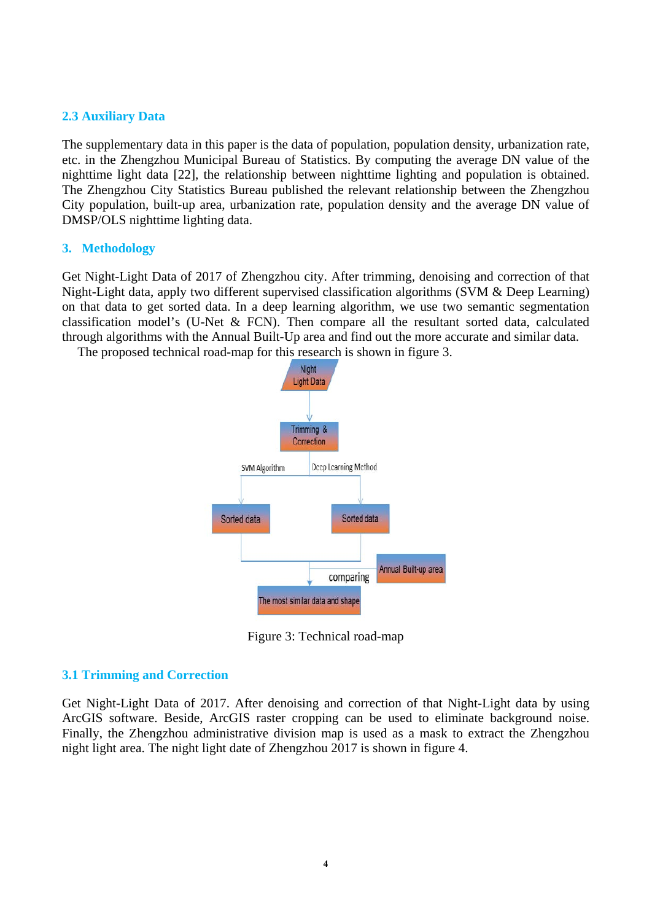## 2.3 Auxiliary Data

The supplementary data in this paper is the data of population, population density, urbanization rate, etc. in the Zhengzhou Municipal Bureau of Statistics. By computing the average DN value of the nighttime light data [22], the relationship between nighttime lighting and population is obtained. The Zhengzhou City Statistics Bureau published the relevant relationship between the Zhengzhou City population, built-up area, urbanization rate, population density and the average DN value of DMSP/OLS nighttime lighting data.

## 3. Methodology

Get Night-Light Data of 2017 of Zhengzhou city. After trimming, denoising and correction of that Night-Light data, apply two different supervised classification algorithms (SVM & Deep Learning) on that data to get sorted data. In a deep learning algorithm, we use two semantic segmentation classification model's (U-Net & FCN). Then compare all the resultant sorted data, calculated through algorithms with the Annual Built-Up area and find out the more accurate and similar data.

The proposed technical road-map for this research is shown in figure 3.

Night Light Data → Trimming & Correction → SVM Algorithm / Deep Learning Method → Sorted data / Sorted data → comparing (with Annual Built-up area) → The most similar data and shape

Figure 3: Technical road-map

### 3.1 Trimming and Correction

Get Night-Light Data of 2017. After denoising and correction of that Night-Light data by using ArcGIS software. Beside, ArcGIS raster cropping can be used to eliminate background noise. Finally, the Zhengzhou administrative division map is used as a mask to extract the Zhengzhou night light area. The night light date of Zhengzhou 2017 is shown in figure 4.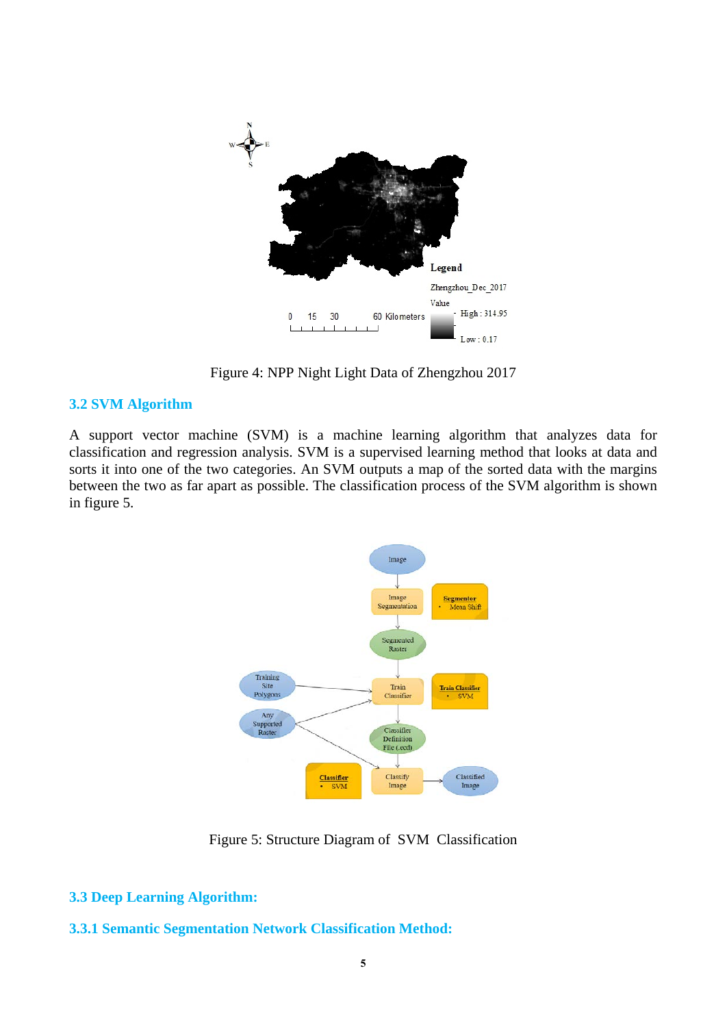Figure 4: NPP Night Light Data of Zhengzhou 2017

## 3.2 SVM Algorithm

A support vector machine (SVM) is a machine learning algorithm that analyzes data for classification and regression analysis. SVM is a supervised learning method that looks at data and sorts it into one of the two categories. An SVM outputs a map of the sorted data with the margins between the two as far apart as possible. The classification process of the SVM algorithm is shown in figure 5.

Figure 5: Structure Diagram of SVM Classification

## 3.3 Deep Learning Algorithm:

### 3.3.1 Semantic Segmentation Network Classification Method: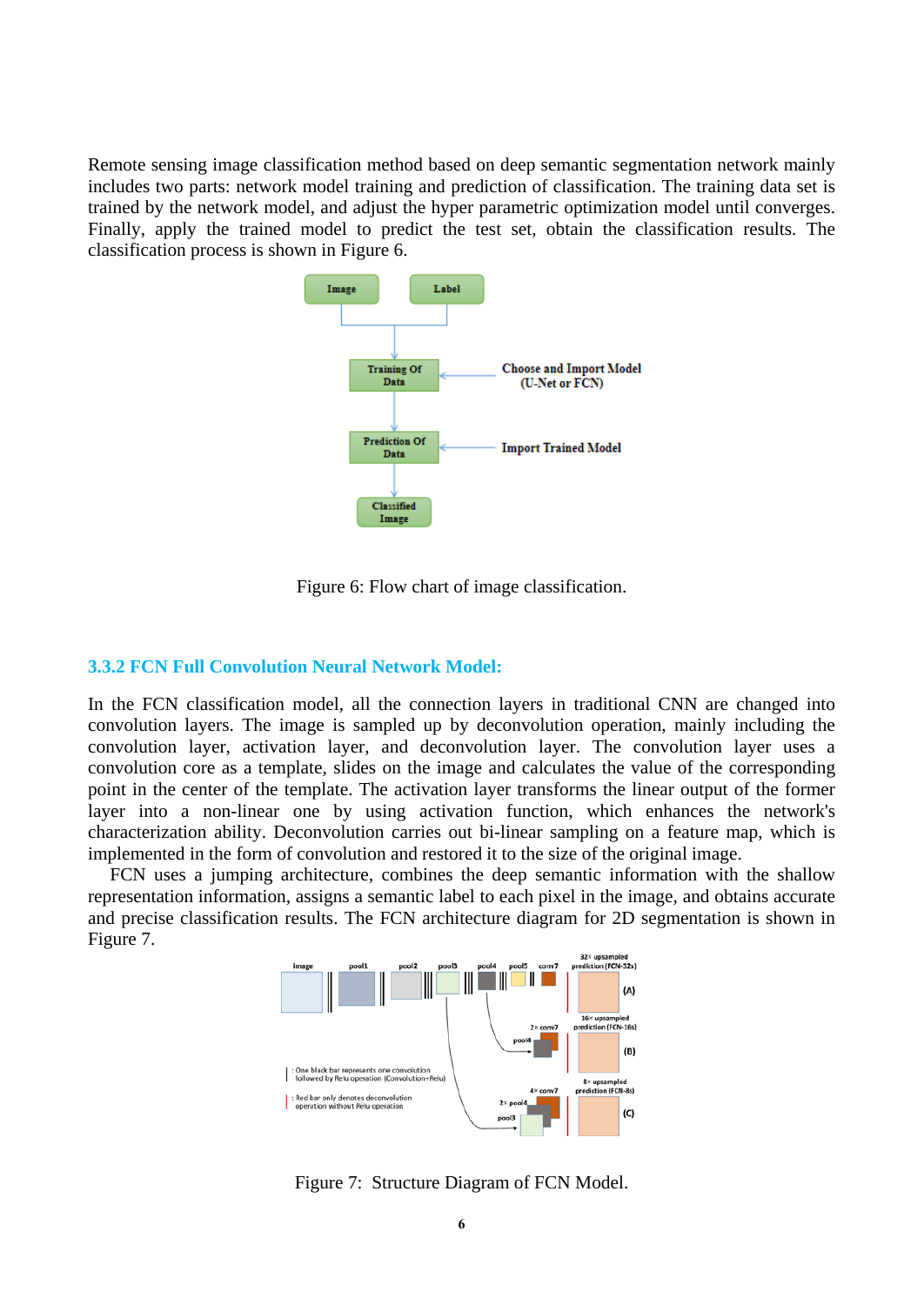Remote sensing image classification method based on deep semantic segmentation network mainly includes two parts: network model training and prediction of classification. The training data set is trained by the network model, and adjust the hyper parametric optimization model until converges. Finally, apply the trained model to predict the test set, obtain the classification results. The classification process is shown in Figure 6.

Figure 6: Flow chart of image classification.

### 3.3.2 FCN Full Convolution Neural Network Model:

In the FCN classification model, all the connection layers in traditional CNN are changed into convolution layers. The image is sampled up by deconvolution operation, mainly including the convolution layer, activation layer, and deconvolution layer. The convolution layer uses a convolution core as a template, slides on the image and calculates the value of the corresponding point in the center of the template. The activation layer transforms the linear output of the former layer into a non-linear one by using activation function, which enhances the network's characterization ability. Deconvolution carries out bi-linear sampling on a feature map, which is implemented in the form of convolution and restored it to the size of the original image.

FCN uses a jumping architecture, combines the deep semantic information with the shallow representation information, assigns a semantic label to each pixel in the image, and obtains accurate and precise classification results. The FCN architecture diagram for 2D segmentation is shown in Figure 7.

Figure 7: Structure Diagram of FCN Model.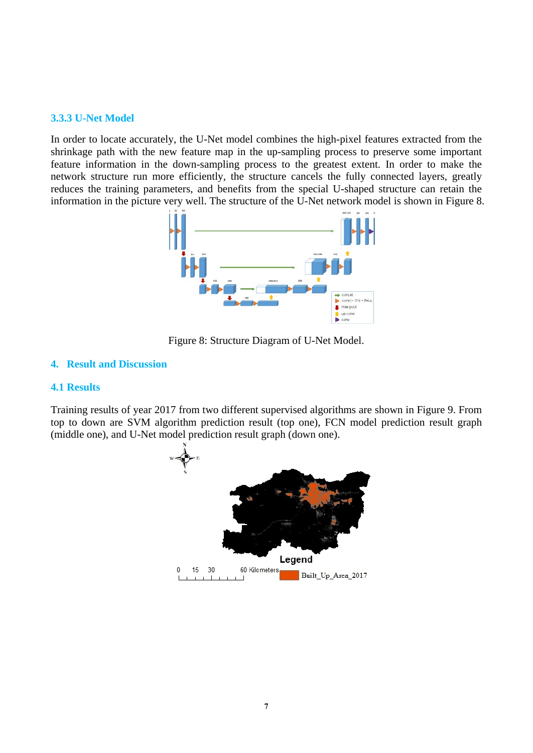### 3.3.3 U-Net Model

In order to locate accurately, the U-Net model combines the high-pixel features extracted from the shrinkage path with the new feature map in the up-sampling process to preserve some important feature information in the down-sampling process to the greatest extent. In order to make the network structure run more efficiently, the structure cancels the fully connected layers, greatly reduces the training parameters, and benefits from the special U-shaped structure can retain the information in the picture very well. The structure of the U-Net network model is shown in Figure 8.

Figure 8: Structure Diagram of U-Net Model.

## 4. Result and Discussion

### 4.1 Results

Training results of year 2017 from two different supervised algorithms are shown in Figure 9. From top to down are SVM algorithm prediction result (top one), FCN model prediction result graph (middle one), and U-Net model prediction result graph (down one).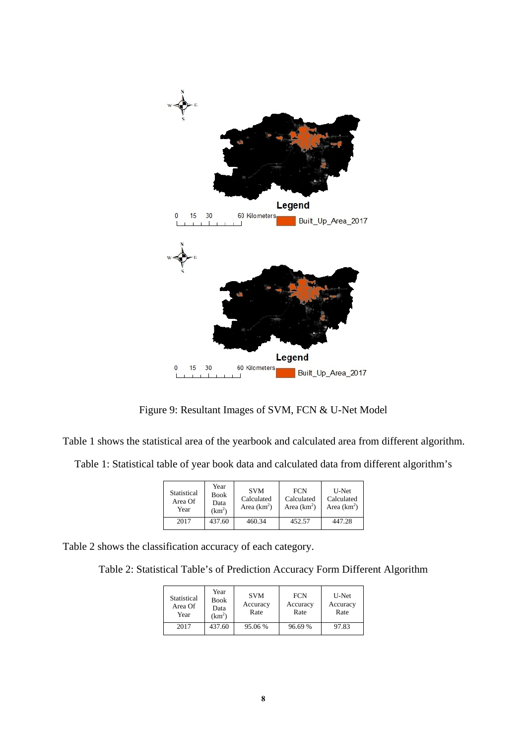Figure 9: Resultant Images of SVM, FCN & U-Net Model

Table 1 shows the statistical area of the yearbook and calculated area from different algorithm.

Table 1: Statistical table of year book data and calculated data from different algorithm's

| Statistical Area Of Year | Year Book Data ($km^2$) | SVM Calculated Area ($km^2$) | FCN Calculated Area ($km^2$) | U-Net Calculated Area ($km^2$) |
|---|---|---|---|---|
| 2017 | 437.60 | 460.34 | 452.57 | 447.28 |

Table 2 shows the classification accuracy of each category.

Table 2: Statistical Table's of Prediction Accuracy Form Different Algorithm

| Statistical Area Of Year | Year Book Data ($km^2$) | SVM Accuracy Rate | FCN Accuracy Rate | U-Net Accuracy Rate |
|---|---|---|---|---|
| 2017 | 437.60 | 95.06 % | 96.69 % | 97.83 |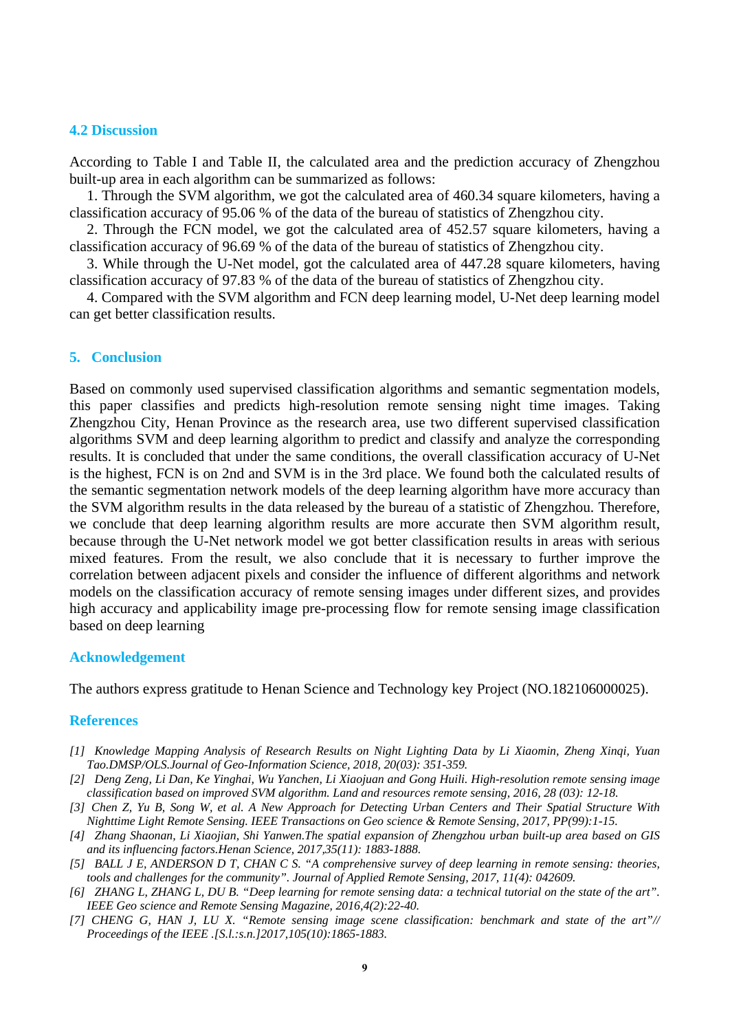### 4.2 Discussion

According to Table I and Table II, the calculated area and the prediction accuracy of Zhengzhou built-up area in each algorithm can be summarized as follows:

1. Through the SVM algorithm, we got the calculated area of 460.34 square kilometers, having a classification accuracy of 95.06 % of the data of the bureau of statistics of Zhengzhou city.
2. Through the FCN model, we got the calculated area of 452.57 square kilometers, having a classification accuracy of 96.69 % of the data of the bureau of statistics of Zhengzhou city.
3. While through the U-Net model, got the calculated area of 447.28 square kilometers, having classification accuracy of 97.83 % of the data of the bureau of statistics of Zhengzhou city.
4. Compared with the SVM algorithm and FCN deep learning model, U-Net deep learning model can get better classification results.

## 5. Conclusion

Based on commonly used supervised classification algorithms and semantic segmentation models, this paper classifies and predicts high-resolution remote sensing night time images. Taking Zhengzhou City, Henan Province as the research area, use two different supervised classification algorithms SVM and deep learning algorithm to predict and classify and analyze the corresponding results. It is concluded that under the same conditions, the overall classification accuracy of U-Net is the highest, FCN is on 2nd and SVM is in the 3rd place. We found both the calculated results of the semantic segmentation network models of the deep learning algorithm have more accuracy than the SVM algorithm results in the data released by the bureau of a statistic of Zhengzhou. Therefore, we conclude that deep learning algorithm results are more accurate then SVM algorithm result, because through the U-Net network model we got better classification results in areas with serious mixed features. From the result, we also conclude that it is necessary to further improve the correlation between adjacent pixels and consider the influence of different algorithms and network models on the classification accuracy of remote sensing images under different sizes, and provides high accuracy and applicability image pre-processing flow for remote sensing image classification based on deep learning

## Acknowledgement

The authors express gratitude to Henan Science and Technology key Project (NO.182106000025).

## References

*[1] Knowledge Mapping Analysis of Research Results on Night Lighting Data by Li Xiaomin, Zheng Xinqi, Yuan Tao.DMSP/OLS.Journal of Geo-Information Science, 2018, 20(03): 351-359.*

*[2] Deng Zeng, Li Dan, Ke Yinghai, Wu Yanchen, Li Xiaojuan and Gong Huili. High-resolution remote sensing image classification based on improved SVM algorithm. Land and resources remote sensing, 2016, 28 (03): 12-18.*

*[3] Chen Z, Yu B, Song W, et al. A New Approach for Detecting Urban Centers and Their Spatial Structure With Nighttime Light Remote Sensing. IEEE Transactions on Geo science & Remote Sensing, 2017, PP(99):1-15.*

*[4] Zhang Shaonan, Li Xiaojian, Shi Yanwen.The spatial expansion of Zhengzhou urban built-up area based on GIS and its influencing factors.Henan Science, 2017,35(11): 1883-1888.*

*[5] BALL J E, ANDERSON D T, CHAN C S. "A comprehensive survey of deep learning in remote sensing: theories, tools and challenges for the community". Journal of Applied Remote Sensing, 2017, 11(4): 042609.*

*[6] ZHANG L, ZHANG L, DU B. "Deep learning for remote sensing data: a technical tutorial on the state of the art". IEEE Geo science and Remote Sensing Magazine, 2016,4(2):22-40.*

*[7] CHENG G, HAN J, LU X. "Remote sensing image scene classification: benchmark and state of the art"// Proceedings of the IEEE .[S.l.:s.n.]2017,105(10):1865-1883.*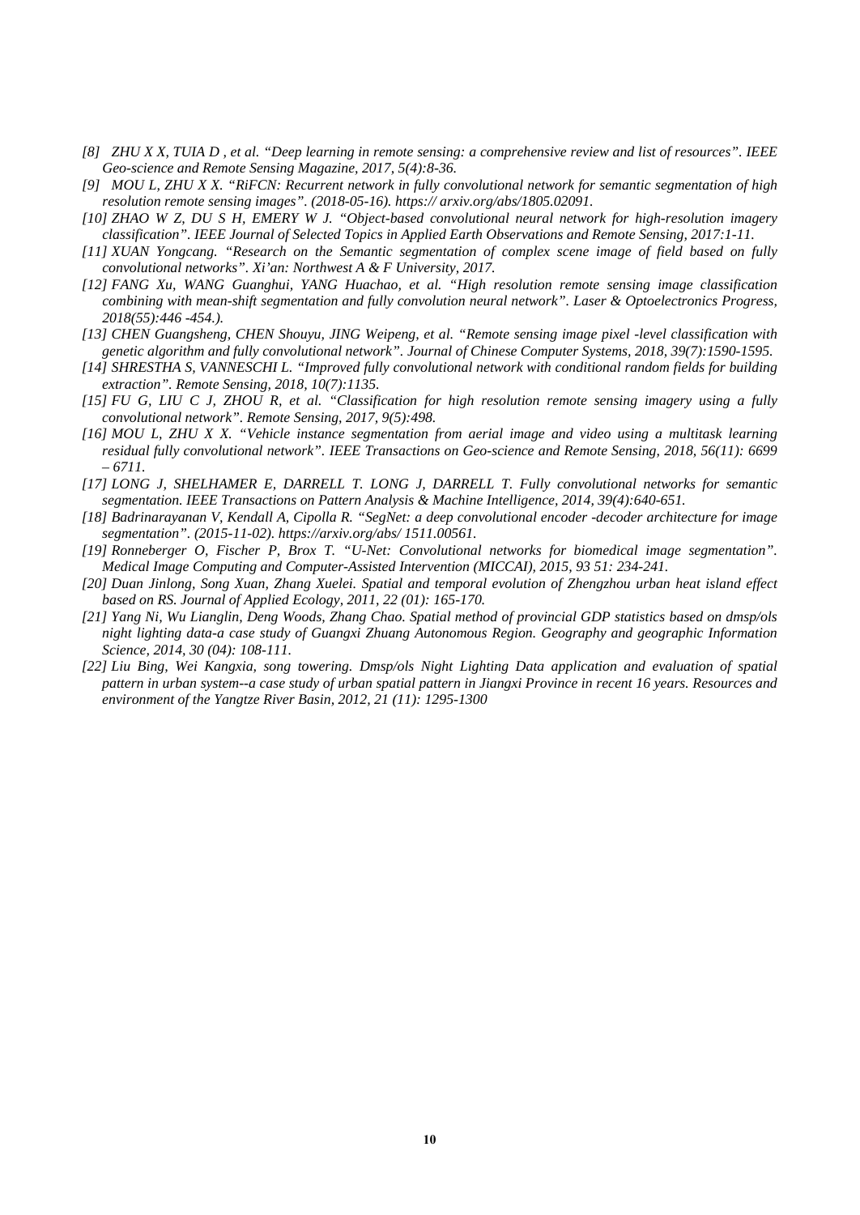[8] ZHU X X, TUIA D , et al. "Deep learning in remote sensing: a comprehensive review and list of resources". IEEE Geo-science and Remote Sensing Magazine, 2017, 5(4):8-36.

[9] MOU L, ZHU X X. "RiFCN: Recurrent network in fully convolutional network for semantic segmentation of high resolution remote sensing images". (2018-05-16). https:// arxiv.org/abs/1805.02091.

[10] ZHAO W Z, DU S H, EMERY W J. "Object-based convolutional neural network for high-resolution imagery classification". IEEE Journal of Selected Topics in Applied Earth Observations and Remote Sensing, 2017:1-11.

[11] XUAN Yongcang. "Research on the Semantic segmentation of complex scene image of field based on fully convolutional networks". Xi'an: Northwest A & F University, 2017.

[12] FANG Xu, WANG Guanghui, YANG Huachao, et al. "High resolution remote sensing image classification combining with mean-shift segmentation and fully convolution neural network". Laser & Optoelectronics Progress, 2018(55):446 -454.).

[13] CHEN Guangsheng, CHEN Shouyu, JING Weipeng, et al. "Remote sensing image pixel -level classification with genetic algorithm and fully convolutional network". Journal of Chinese Computer Systems, 2018, 39(7):1590-1595.

[14] SHRESTHA S, VANNESCHI L. "Improved fully convolutional network with conditional random fields for building extraction". Remote Sensing, 2018, 10(7):1135.

[15] FU G, LIU C J, ZHOU R, et al. "Classification for high resolution remote sensing imagery using a fully convolutional network". Remote Sensing, 2017, 9(5):498.

[16] MOU L, ZHU X X. "Vehicle instance segmentation from aerial image and video using a multitask learning residual fully convolutional network". IEEE Transactions on Geo-science and Remote Sensing, 2018, 56(11): 6699 – 6711.

[17] LONG J, SHELHAMER E, DARRELL T. LONG J, DARRELL T. Fully convolutional networks for semantic segmentation. IEEE Transactions on Pattern Analysis & Machine Intelligence, 2014, 39(4):640-651.

[18] Badrinarayanan V, Kendall A, Cipolla R. "SegNet: a deep convolutional encoder -decoder architecture for image segmentation". (2015-11-02). https://arxiv.org/abs/ 1511.00561.

[19] Ronneberger O, Fischer P, Brox T. "U-Net: Convolutional networks for biomedical image segmentation". Medical Image Computing and Computer-Assisted Intervention (MICCAI), 2015, 93 51: 234-241.

[20] Duan Jinlong, Song Xuan, Zhang Xuelei. Spatial and temporal evolution of Zhengzhou urban heat island effect based on RS. Journal of Applied Ecology, 2011, 22 (01): 165-170.

[21] Yang Ni, Wu Lianglin, Deng Woods, Zhang Chao. Spatial method of provincial GDP statistics based on dmsp/ols night lighting data-a case study of Guangxi Zhuang Autonomous Region. Geography and geographic Information Science, 2014, 30 (04): 108-111.

[22] Liu Bing, Wei Kangxia, song towering. Dmsp/ols Night Lighting Data application and evaluation of spatial pattern in urban system--a case study of urban spatial pattern in Jiangxi Province in recent 16 years. Resources and environment of the Yangtze River Basin, 2012, 21 (11): 1295-1300